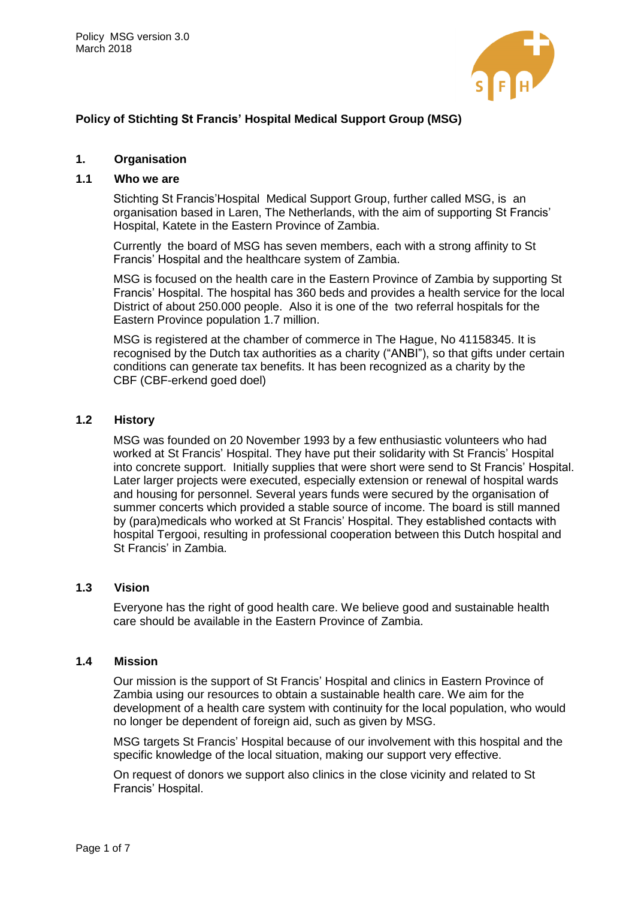Policy MSG version 3.0
March 2018

# Policy of Stichting St Francis' Hospital Medical Support Group (MSG)

## 1. Organisation

### 1.1 Who we are

Stichting St Francis'Hospital Medical Support Group, further called MSG, is an organisation based in Laren, The Netherlands, with the aim of supporting St Francis' Hospital, Katete in the Eastern Province of Zambia.

Currently the board of MSG has seven members, each with a strong affinity to St Francis' Hospital and the healthcare system of Zambia.

MSG is focused on the health care in the Eastern Province of Zambia by supporting St Francis' Hospital. The hospital has 360 beds and provides a health service for the local District of about 250.000 people. Also it is one of the two referral hospitals for the Eastern Province population 1.7 million.

MSG is registered at the chamber of commerce in The Hague, No 41158345. It is recognised by the Dutch tax authorities as a charity ("ANBI"), so that gifts under certain conditions can generate tax benefits. It has been recognized as a charity by the CBF (CBF-erkend goed doel)

### 1.2 History

MSG was founded on 20 November 1993 by a few enthusiastic volunteers who had worked at St Francis' Hospital. They have put their solidarity with St Francis' Hospital into concrete support. Initially supplies that were short were send to St Francis' Hospital. Later larger projects were executed, especially extension or renewal of hospital wards and housing for personnel. Several years funds were secured by the organisation of summer concerts which provided a stable source of income. The board is still manned by (para)medicals who worked at St Francis' Hospital. They established contacts with hospital Tergooi, resulting in professional cooperation between this Dutch hospital and St Francis' in Zambia.

### 1.3 Vision

Everyone has the right of good health care. We believe good and sustainable health care should be available in the Eastern Province of Zambia.

### 1.4 Mission

Our mission is the support of St Francis' Hospital and clinics in Eastern Province of Zambia using our resources to obtain a sustainable health care. We aim for the development of a health care system with continuity for the local population, who would no longer be dependent of foreign aid, such as given by MSG.

MSG targets St Francis' Hospital because of our involvement with this hospital and the specific knowledge of the local situation, making our support very effective.

On request of donors we support also clinics in the close vicinity and related to St Francis' Hospital.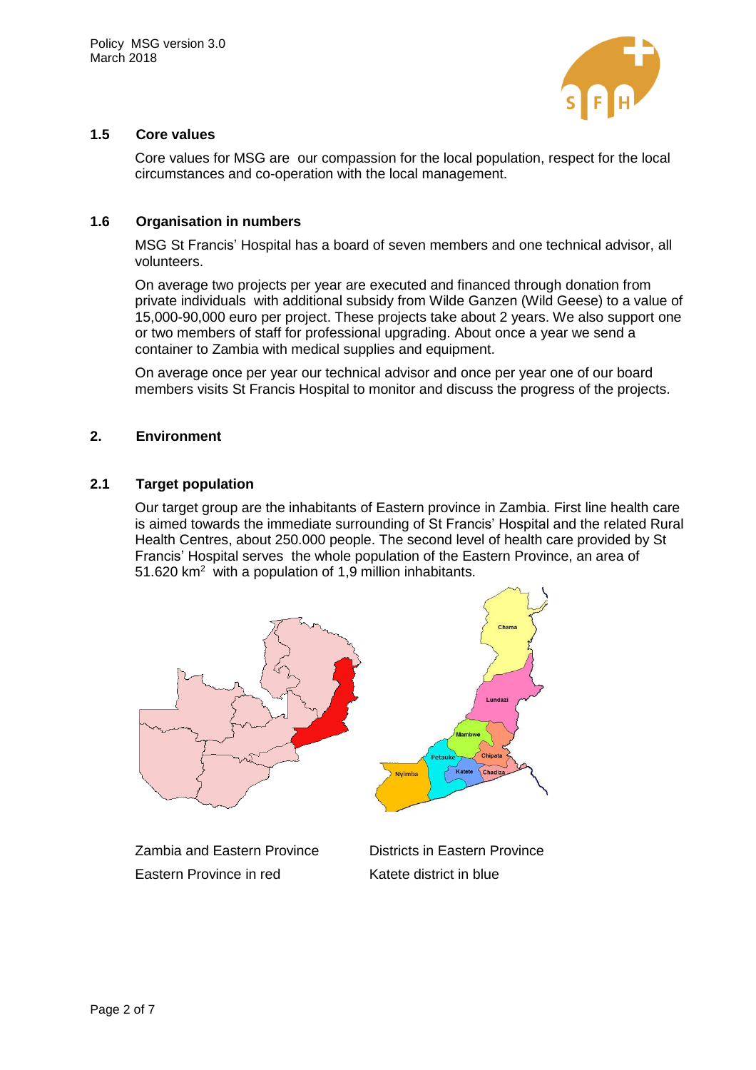### 1.5 Core values

Core values for MSG are our compassion for the local population, respect for the local circumstances and co-operation with the local management.

### 1.6 Organisation in numbers

MSG St Francis' Hospital has a board of seven members and one technical advisor, all volunteers.

On average two projects per year are executed and financed through donation from private individuals with additional subsidy from Wilde Ganzen (Wild Geese) to a value of 15,000-90,000 euro per project. These projects take about 2 years. We also support one or two members of staff for professional upgrading. About once a year we send a container to Zambia with medical supplies and equipment.

On average once per year our technical advisor and once per year one of our board members visits St Francis Hospital to monitor and discuss the progress of the projects.

## 2. Environment

### 2.1 Target population

Our target group are the inhabitants of Eastern province in Zambia. First line health care is aimed towards the immediate surrounding of St Francis' Hospital and the related Rural Health Centres, about 250.000 people. The second level of health care provided by St Francis' Hospital serves the whole population of the Eastern Province, an area of 51.620 km$^2$ with a population of 1,9 million inhabitants.

Zambia and Eastern Province
Eastern Province in red

Districts in Eastern Province
Katete district in blue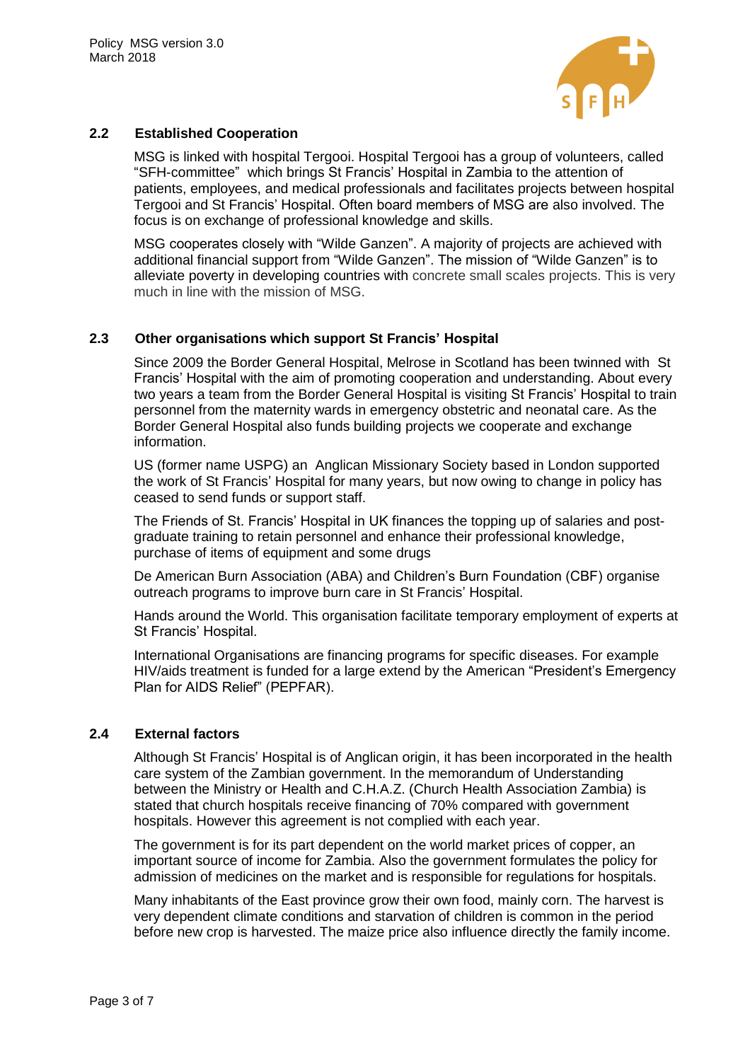## 2.2 Established Cooperation

MSG is linked with hospital Tergooi. Hospital Tergooi has a group of volunteers, called "SFH-committee" which brings St Francis' Hospital in Zambia to the attention of patients, employees, and medical professionals and facilitates projects between hospital Tergooi and St Francis' Hospital. Often board members of MSG are also involved. The focus is on exchange of professional knowledge and skills.

MSG cooperates closely with "Wilde Ganzen". A majority of projects are achieved with additional financial support from "Wilde Ganzen". The mission of "Wilde Ganzen" is to alleviate poverty in developing countries with concrete small scales projects. This is very much in line with the mission of MSG.

## 2.3 Other organisations which support St Francis' Hospital

Since 2009 the Border General Hospital, Melrose in Scotland has been twinned with St Francis' Hospital with the aim of promoting cooperation and understanding. About every two years a team from the Border General Hospital is visiting St Francis' Hospital to train personnel from the maternity wards in emergency obstetric and neonatal care. As the Border General Hospital also funds building projects we cooperate and exchange information.

US (former name USPG) an Anglican Missionary Society based in London supported the work of St Francis' Hospital for many years, but now owing to change in policy has ceased to send funds or support staff.

The Friends of St. Francis' Hospital in UK finances the topping up of salaries and post-graduate training to retain personnel and enhance their professional knowledge, purchase of items of equipment and some drugs

De American Burn Association (ABA) and Children's Burn Foundation (CBF) organise outreach programs to improve burn care in St Francis' Hospital.

Hands around the World. This organisation facilitate temporary employment of experts at St Francis' Hospital.

International Organisations are financing programs for specific diseases. For example HIV/aids treatment is funded for a large extend by the American "President's Emergency Plan for AIDS Relief" (PEPFAR).

## 2.4 External factors

Although St Francis' Hospital is of Anglican origin, it has been incorporated in the health care system of the Zambian government. In the memorandum of Understanding between the Ministry or Health and C.H.A.Z. (Church Health Association Zambia) is stated that church hospitals receive financing of 70% compared with government hospitals. However this agreement is not complied with each year.

The government is for its part dependent on the world market prices of copper, an important source of income for Zambia. Also the government formulates the policy for admission of medicines on the market and is responsible for regulations for hospitals.

Many inhabitants of the East province grow their own food, mainly corn. The harvest is very dependent climate conditions and starvation of children is common in the period before new crop is harvested. The maize price also influence directly the family income.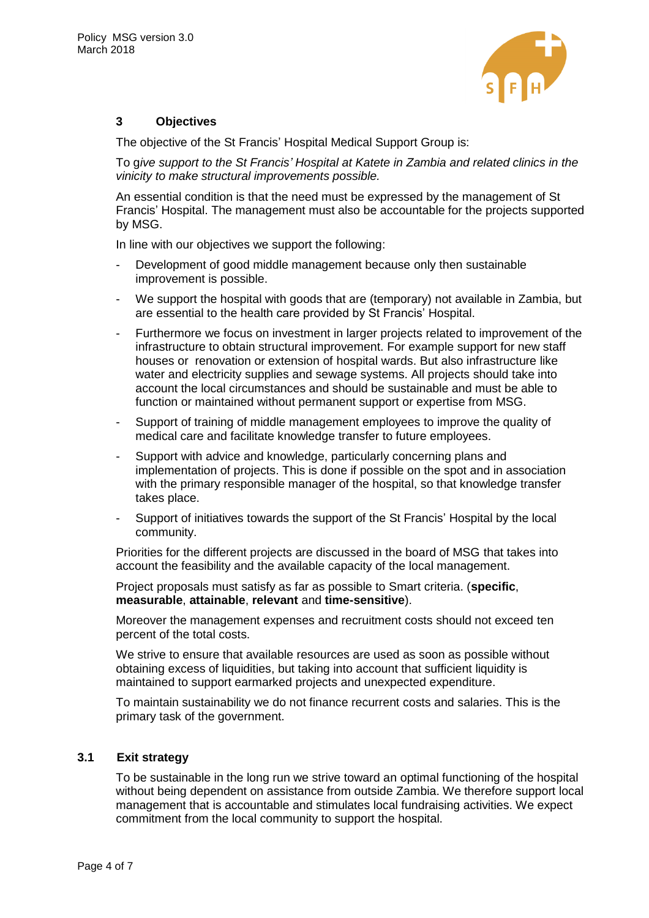## 3 Objectives

The objective of the St Francis' Hospital Medical Support Group is:

To g*ive support to the St Francis' Hospital at Katete in Zambia and related clinics in the vinicity to make structural improvements possible.*

An essential condition is that the need must be expressed by the management of St Francis' Hospital. The management must also be accountable for the projects supported by MSG.

In line with our objectives we support the following:

- Development of good middle management because only then sustainable improvement is possible.
- We support the hospital with goods that are (temporary) not available in Zambia, but are essential to the health care provided by St Francis' Hospital.
- Furthermore we focus on investment in larger projects related to improvement of the infrastructure to obtain structural improvement. For example support for new staff houses or renovation or extension of hospital wards. But also infrastructure like water and electricity supplies and sewage systems. All projects should take into account the local circumstances and should be sustainable and must be able to function or maintained without permanent support or expertise from MSG.
- Support of training of middle management employees to improve the quality of medical care and facilitate knowledge transfer to future employees.
- Support with advice and knowledge, particularly concerning plans and implementation of projects. This is done if possible on the spot and in association with the primary responsible manager of the hospital, so that knowledge transfer takes place.
- Support of initiatives towards the support of the St Francis' Hospital by the local community.

Priorities for the different projects are discussed in the board of MSG that takes into account the feasibility and the available capacity of the local management.

Project proposals must satisfy as far as possible to Smart criteria. (**specific**, **measurable**, **attainable**, **relevant** and **time-sensitive**).

Moreover the management expenses and recruitment costs should not exceed ten percent of the total costs.

We strive to ensure that available resources are used as soon as possible without obtaining excess of liquidities, but taking into account that sufficient liquidity is maintained to support earmarked projects and unexpected expenditure.

To maintain sustainability we do not finance recurrent costs and salaries. This is the primary task of the government.

### 3.1 Exit strategy

To be sustainable in the long run we strive toward an optimal functioning of the hospital without being dependent on assistance from outside Zambia. We therefore support local management that is accountable and stimulates local fundraising activities. We expect commitment from the local community to support the hospital.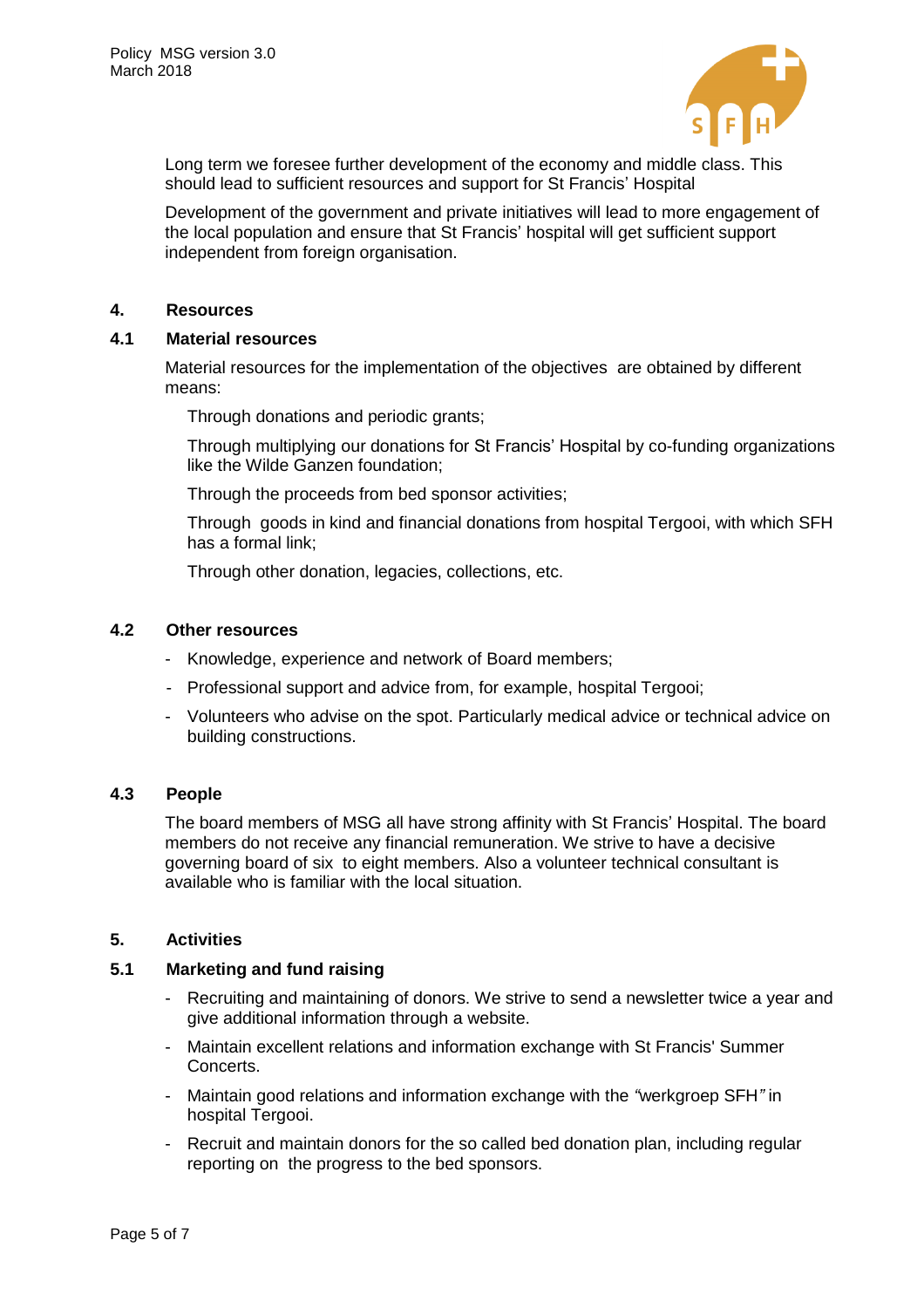Long term we foresee further development of the economy and middle class. This should lead to sufficient resources and support for St Francis' Hospital

Development of the government and private initiatives will lead to more engagement of the local population and ensure that St Francis' hospital will get sufficient support independent from foreign organisation.

## 4. Resources

### 4.1 Material resources

Material resources for the implementation of the objectives are obtained by different means:

Through donations and periodic grants;

Through multiplying our donations for St Francis' Hospital by co-funding organizations like the Wilde Ganzen foundation;

Through the proceeds from bed sponsor activities;

Through goods in kind and financial donations from hospital Tergooi, with which SFH has a formal link;

Through other donation, legacies, collections, etc.

### 4.2 Other resources

- Knowledge, experience and network of Board members;
- Professional support and advice from, for example, hospital Tergooi;
- Volunteers who advise on the spot. Particularly medical advice or technical advice on building constructions.

### 4.3 People

The board members of MSG all have strong affinity with St Francis' Hospital. The board members do not receive any financial remuneration. We strive to have a decisive governing board of six to eight members. Also a volunteer technical consultant is available who is familiar with the local situation.

## 5. Activities

### 5.1 Marketing and fund raising

- Recruiting and maintaining of donors. We strive to send a newsletter twice a year and give additional information through a website.
- Maintain excellent relations and information exchange with St Francis' Summer Concerts.
- Maintain good relations and information exchange with the "werkgroep SFH" in hospital Tergooi.
- Recruit and maintain donors for the so called bed donation plan, including regular reporting on the progress to the bed sponsors.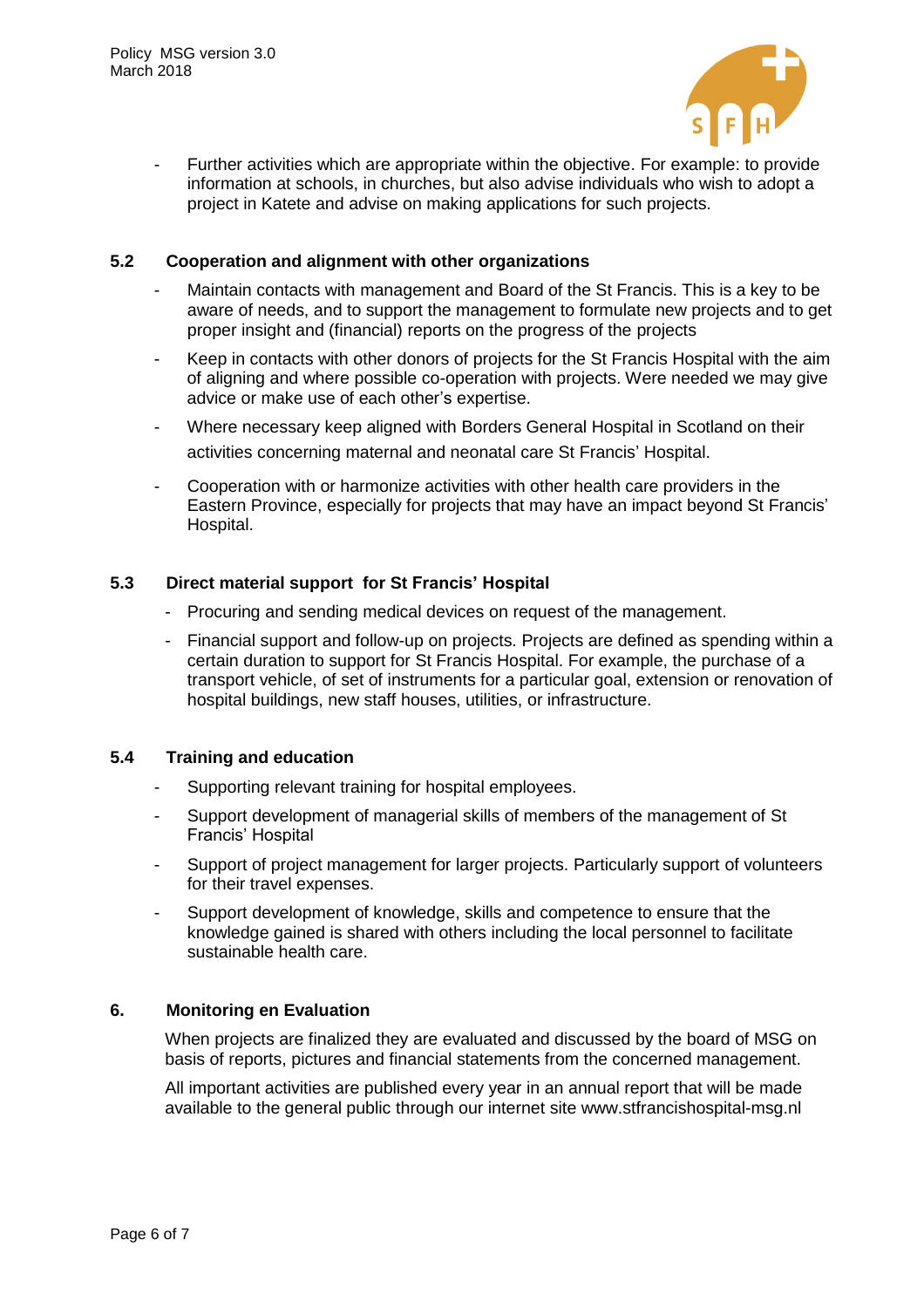- Further activities which are appropriate within the objective. For example: to provide information at schools, in churches, but also advise individuals who wish to adopt a project in Katete and advise on making applications for such projects.

### 5.2 Cooperation and alignment with other organizations

- Maintain contacts with management and Board of the St Francis. This is a key to be aware of needs, and to support the management to formulate new projects and to get proper insight and (financial) reports on the progress of the projects
- Keep in contacts with other donors of projects for the St Francis Hospital with the aim of aligning and where possible co-operation with projects. Were needed we may give advice or make use of each other's expertise.
- Where necessary keep aligned with Borders General Hospital in Scotland on their activities concerning maternal and neonatal care St Francis' Hospital.
- Cooperation with or harmonize activities with other health care providers in the Eastern Province, especially for projects that may have an impact beyond St Francis' Hospital.

### 5.3 Direct material support for St Francis' Hospital

- Procuring and sending medical devices on request of the management.
- Financial support and follow-up on projects. Projects are defined as spending within a certain duration to support for St Francis Hospital. For example, the purchase of a transport vehicle, of set of instruments for a particular goal, extension or renovation of hospital buildings, new staff houses, utilities, or infrastructure.

### 5.4 Training and education

- Supporting relevant training for hospital employees.
- Support development of managerial skills of members of the management of St Francis' Hospital
- Support of project management for larger projects. Particularly support of volunteers for their travel expenses.
- Support development of knowledge, skills and competence to ensure that the knowledge gained is shared with others including the local personnel to facilitate sustainable health care.

## 6. Monitoring en Evaluation

When projects are finalized they are evaluated and discussed by the board of MSG on basis of reports, pictures and financial statements from the concerned management.

All important activities are published every year in an annual report that will be made available to the general public through our internet site www.stfrancishospital-msg.nl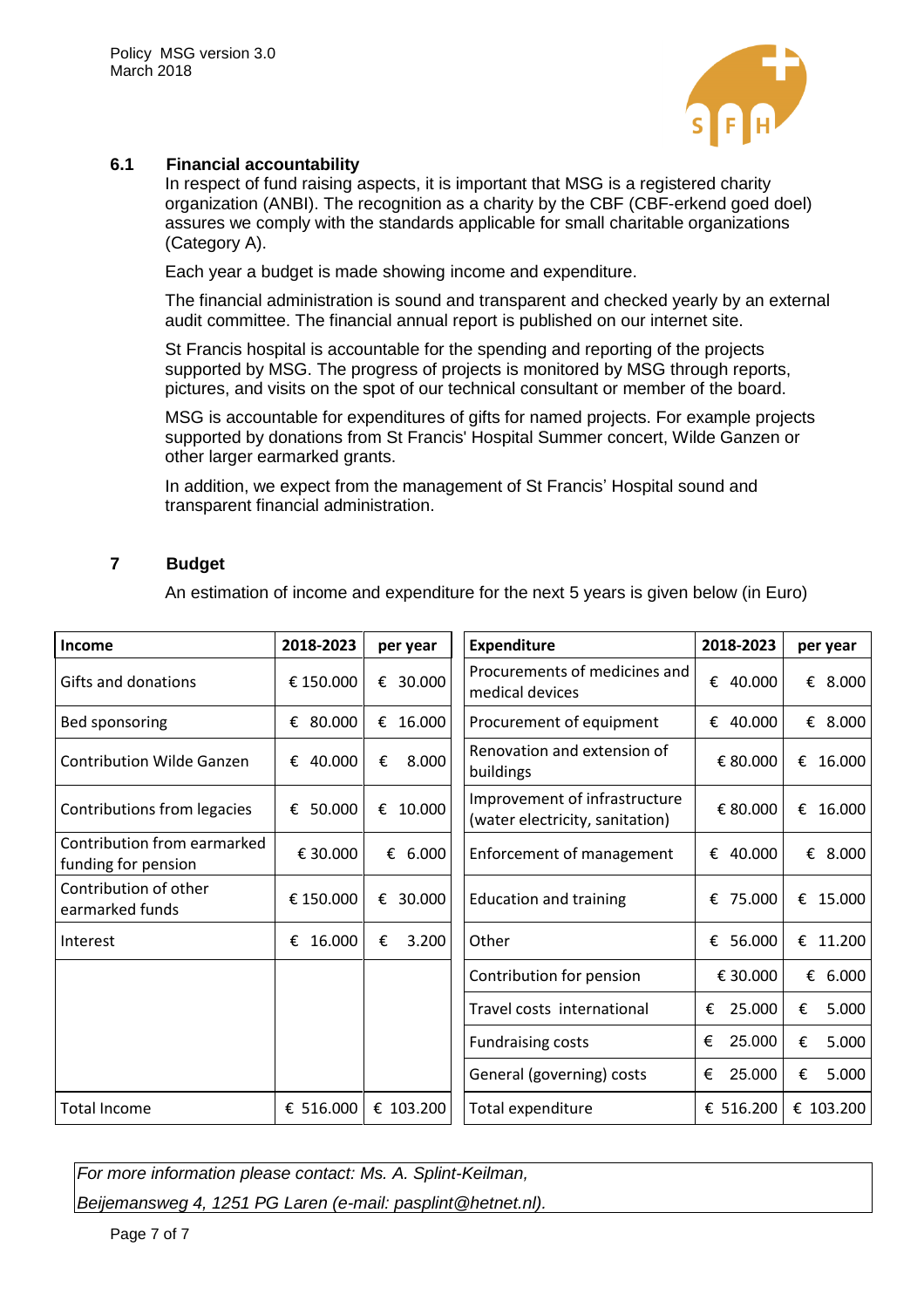### 6.1 Financial accountability

In respect of fund raising aspects, it is important that MSG is a registered charity organization (ANBI). The recognition as a charity by the CBF (CBF-erkend goed doel) assures we comply with the standards applicable for small charitable organizations (Category A).

Each year a budget is made showing income and expenditure.

The financial administration is sound and transparent and checked yearly by an external audit committee. The financial annual report is published on our internet site.

St Francis hospital is accountable for the spending and reporting of the projects supported by MSG. The progress of projects is monitored by MSG through reports, pictures, and visits on the spot of our technical consultant or member of the board.

MSG is accountable for expenditures of gifts for named projects. For example projects supported by donations from St Francis' Hospital Summer concert, Wilde Ganzen or other larger earmarked grants.

In addition, we expect from the management of St Francis' Hospital sound and transparent financial administration.

## 7 Budget

An estimation of income and expenditure for the next 5 years is given below (in Euro)

| **Income** | **2018-2023** | **per year** | **Expenditure** | **2018-2023** | **per year** |
|---|---|---|---|---|---|
| Gifts and donations | € 150.000 | € 30.000 | Procurements of medicines and medical devices | € 40.000 | € 8.000 |
| Bed sponsoring | € 80.000 | € 16.000 | Procurement of equipment | € 40.000 | € 8.000 |
| Contribution Wilde Ganzen | € 40.000 | € 8.000 | Renovation and extension of buildings | € 80.000 | € 16.000 |
| Contributions from legacies | € 50.000 | € 10.000 | Improvement of infrastructure (water electricity, sanitation) | € 80.000 | € 16.000 |
| Contribution from earmarked funding for pension | € 30.000 | € 6.000 | Enforcement of management | € 40.000 | € 8.000 |
| Contribution of other earmarked funds | € 150.000 | € 30.000 | Education and training | € 75.000 | € 15.000 |
| Interest | € 16.000 | € 3.200 | Other | € 56.000 | € 11.200 |
| | | | Contribution for pension | € 30.000 | € 6.000 |
| | | | Travel costs international | € 25.000 | € 5.000 |
| | | | Fundraising costs | € 25.000 | € 5.000 |
| | | | General (governing) costs | € 25.000 | € 5.000 |
| Total Income | € 516.000 | € 103.200 | Total expenditure | € 516.200 | € 103.200 |

*For more information please contact: Ms. A. Splint-Keilman,*
*Beijemansweg 4, 1251 PG Laren (e-mail: pasplint@hetnet.nl).*